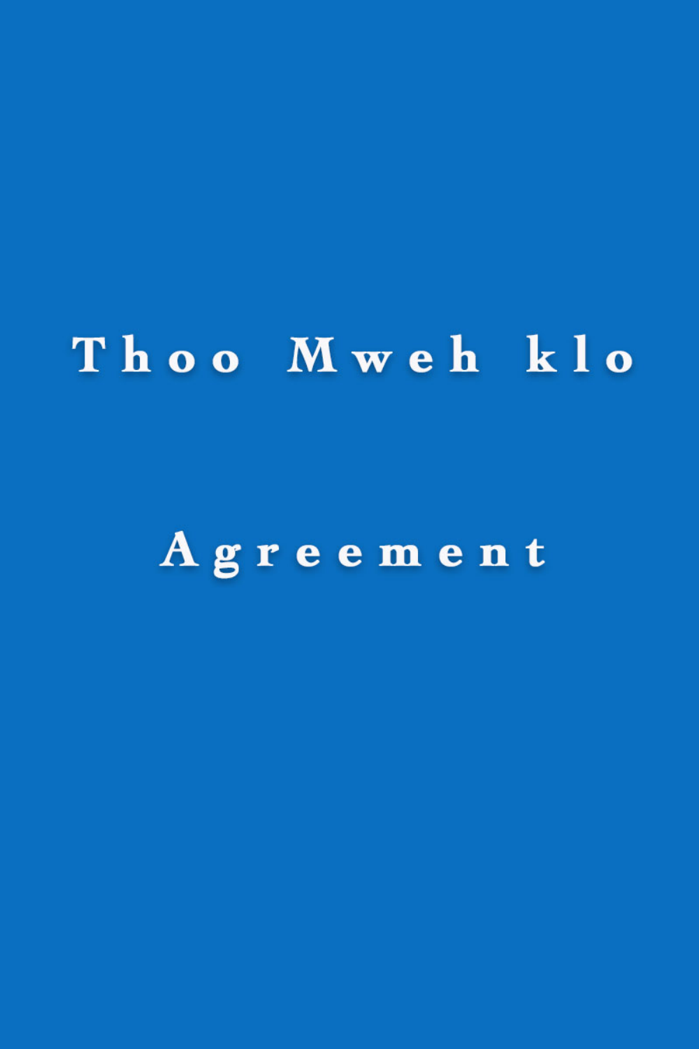# Thoo Mweh klo

## Agreement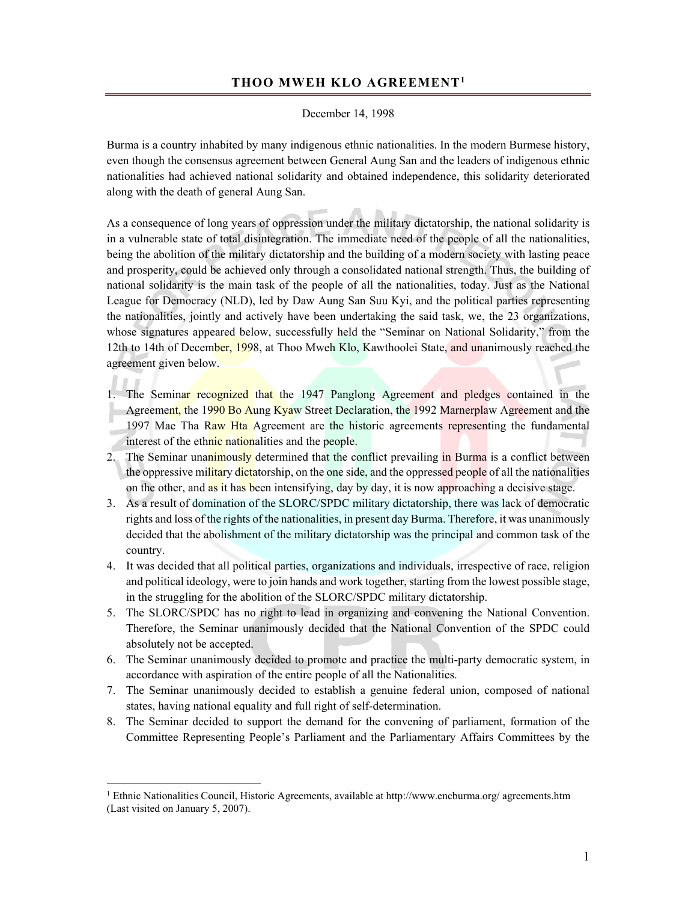# THOO MWEH KLO AGREEMENT[1]

December 14, 1998

Burma is a country inhabited by many indigenous ethnic nationalities. In the modern Burmese history, even though the consensus agreement between General Aung San and the leaders of indigenous ethnic nationalities had achieved national solidarity and obtained independence, this solidarity deteriorated along with the death of general Aung San.

As a consequence of long years of oppression under the military dictatorship, the national solidarity is in a vulnerable state of total disintegration. The immediate need of the people of all the nationalities, being the abolition of the military dictatorship and the building of a modern society with lasting peace and prosperity, could be achieved only through a consolidated national strength. Thus, the building of national solidarity is the main task of the people of all the nationalities, today. Just as the National League for Democracy (NLD), led by Daw Aung San Suu Kyi, and the political parties representing the nationalities, jointly and actively have been undertaking the said task, we, the 23 organizations, whose signatures appeared below, successfully held the "Seminar on National Solidarity," from the 12th to 14th of December, 1998, at Thoo Mweh Klo, Kawthoolei State, and unanimously reached the agreement given below.

1. The Seminar recognized that the 1947 Panglong Agreement and pledges contained in the Agreement, the 1990 Bo Aung Kyaw Street Declaration, the 1992 Marnerplaw Agreement and the 1997 Mae Tha Raw Hta Agreement are the historic agreements representing the fundamental interest of the ethnic nationalities and the people.
2. The Seminar unanimously determined that the conflict prevailing in Burma is a conflict between the oppressive military dictatorship, on the one side, and the oppressed people of all the nationalities on the other, and as it has been intensifying, day by day, it is now approaching a decisive stage.
3. As a result of domination of the SLORC/SPDC military dictatorship, there was lack of democratic rights and loss of the rights of the nationalities, in present day Burma. Therefore, it was unanimously decided that the abolishment of the military dictatorship was the principal and common task of the country.
4. It was decided that all political parties, organizations and individuals, irrespective of race, religion and political ideology, were to join hands and work together, starting from the lowest possible stage, in the struggling for the abolition of the SLORC/SPDC military dictatorship.
5. The SLORC/SPDC has no right to lead in organizing and convening the National Convention. Therefore, the Seminar unanimously decided that the National Convention of the SPDC could absolutely not be accepted.
6. The Seminar unanimously decided to promote and practice the multi-party democratic system, in accordance with aspiration of the entire people of all the Nationalities.
7. The Seminar unanimously decided to establish a genuine federal union, composed of national states, having national equality and full right of self-determination.
8. The Seminar decided to support the demand for the convening of parliament, formation of the Committee Representing People's Parliament and the Parliamentary Affairs Committees by the

[1] Ethnic Nationalities Council, Historic Agreements, available at http://www.encburma.org/ agreements.htm (Last visited on January 5, 2007).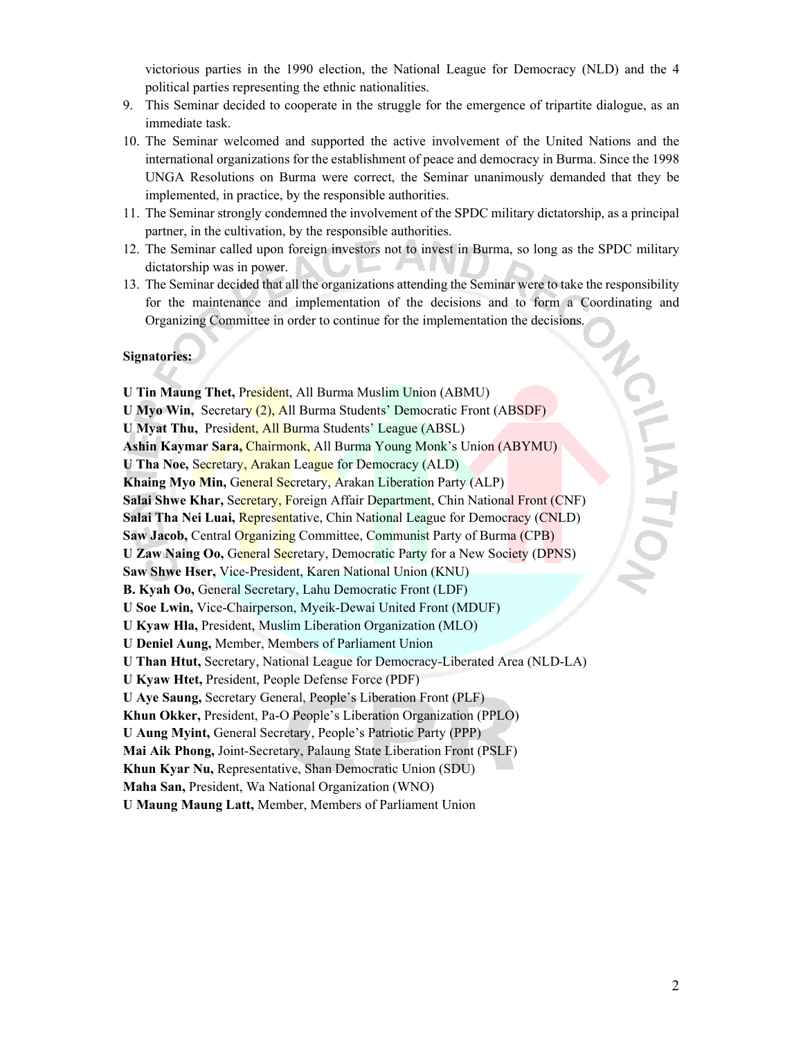victorious parties in the 1990 election, the National League for Democracy (NLD) and the 4 political parties representing the ethnic nationalities.

9. This Seminar decided to cooperate in the struggle for the emergence of tripartite dialogue, as an immediate task.
10. The Seminar welcomed and supported the active involvement of the United Nations and the international organizations for the establishment of peace and democracy in Burma. Since the 1998 UNGA Resolutions on Burma were correct, the Seminar unanimously demanded that they be implemented, in practice, by the responsible authorities.
11. The Seminar strongly condemned the involvement of the SPDC military dictatorship, as a principal partner, in the cultivation, by the responsible authorities.
12. The Seminar called upon foreign investors not to invest in Burma, so long as the SPDC military dictatorship was in power.
13. The Seminar decided that all the organizations attending the Seminar were to take the responsibility for the maintenance and implementation of the decisions and to form a Coordinating and Organizing Committee in order to continue for the implementation the decisions.

**Signatories:**

**U Tin Maung Thet,** President, All Burma Muslim Union (ABMU)
**U Myo Win,** Secretary (2), All Burma Students' Democratic Front (ABSDF)
**U Myat Thu,** President, All Burma Students' League (ABSL)
**Ashin Kaymar Sara,** Chairmonk, All Burma Young Monk's Union (ABYMU)
**U Tha Noe,** Secretary, Arakan League for Democracy (ALD)
**Khaing Myo Min,** General Secretary, Arakan Liberation Party (ALP)
**Salai Shwe Khar,** Secretary, Foreign Affair Department, Chin National Front (CNF)
**Salai Tha Nei Luai,** Representative, Chin National League for Democracy (CNLD)
**Saw Jacob,** Central Organizing Committee, Communist Party of Burma (CPB)
**U Zaw Naing Oo,** General Secretary, Democratic Party for a New Society (DPNS)
**Saw Shwe Hser,** Vice-President, Karen National Union (KNU)
**B. Kyah Oo,** General Secretary, Lahu Democratic Front (LDF)
**U Soe Lwin,** Vice-Chairperson, Myeik-Dewai United Front (MDUF)
**U Kyaw Hla,** President, Muslim Liberation Organization (MLO)
**U Deniel Aung,** Member, Members of Parliament Union
**U Than Htut,** Secretary, National League for Democracy-Liberated Area (NLD-LA)
**U Kyaw Htet,** President, People Defense Force (PDF)
**U Aye Saung,** Secretary General, People's Liberation Front (PLF)
**Khun Okker,** President, Pa-O People's Liberation Organization (PPLO)
**U Aung Myint,** General Secretary, People's Patriotic Party (PPP)
**Mai Aik Phong,** Joint-Secretary, Palaung State Liberation Front (PSLF)
**Khun Kyar Nu,** Representative, Shan Democratic Union (SDU)
**Maha San,** President, Wa National Organization (WNO)
**U Maung Maung Latt,** Member, Members of Parliament Union